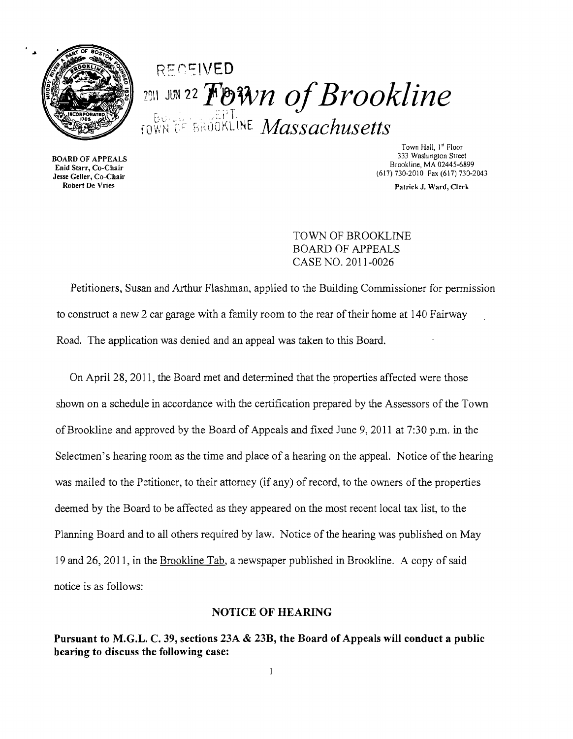RECEIVED

2011 JUN 22

# Town of Brookline

## Massachusetts

BOARD OF APPEALS
Enid Starr, Co-Chair
Jesse Geller, Co-Chair
Robert De Vries

Town Hall, 1st Floor
333 Washington Street
Brookline, MA 02445-6899
(617) 730-2010 Fax (617) 730-2043

Patrick J. Ward, Clerk

TOWN OF BROOKLINE
BOARD OF APPEALS
CASE NO. 2011-0026

Petitioners, Susan and Arthur Flashman, applied to the Building Commissioner for permission to construct a new 2 car garage with a family room to the rear of their home at 140 Fairway Road. The application was denied and an appeal was taken to this Board.

On April 28, 2011, the Board met and determined that the properties affected were those shown on a schedule in accordance with the certification prepared by the Assessors of the Town of Brookline and approved by the Board of Appeals and fixed June 9, 2011 at 7:30 p.m. in the Selectmen's hearing room as the time and place of a hearing on the appeal. Notice of the hearing was mailed to the Petitioner, to their attorney (if any) of record, to the owners of the properties deemed by the Board to be affected as they appeared on the most recent local tax list, to the Planning Board and to all others required by law. Notice of the hearing was published on May 19 and 26, 2011, in the Brookline Tab, a newspaper published in Brookline. A copy of said notice is as follows:

**NOTICE OF HEARING**

**Pursuant to M.G.L. C. 39, sections 23A & 23B, the Board of Appeals will conduct a public hearing to discuss the following case:**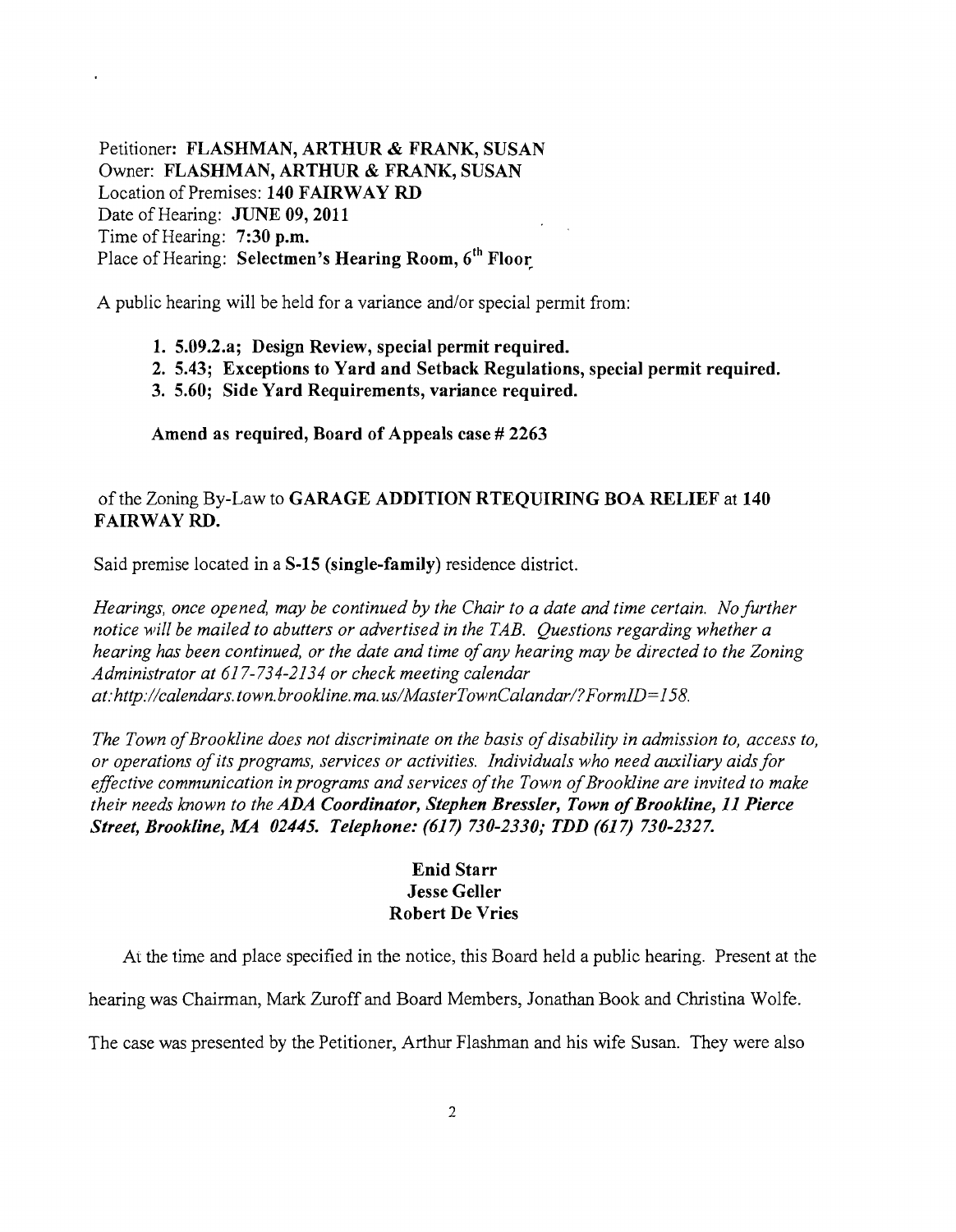Petitioner: **FLASHMAN, ARTHUR & FRANK, SUSAN**
Owner: **FLASHMAN, ARTHUR & FRANK, SUSAN**
Location of Premises: **140 FAIRWAY RD**
Date of Hearing: **JUNE 09, 2011**
Time of Hearing: **7:30 p.m.**
Place of Hearing: **Selectmen's Hearing Room, 6th Floor**

A public hearing will be held for a variance and/or special permit from:

1. **5.09.2.a; Design Review, special permit required.**
2. **5.43; Exceptions to Yard and Setback Regulations, special permit required.**
3. **5.60; Side Yard Requirements, variance required.**

**Amend as required, Board of Appeals case # 2263**

of the Zoning By-Law to **GARAGE ADDITION RTEQUIRING BOA RELIEF** at **140 FAIRWAY RD.**

Said premise located in a **S-15 (single-family)** residence district.

*Hearings, once opened, may be continued by the Chair to a date and time certain. No further notice will be mailed to abutters or advertised in the TAB. Questions regarding whether a hearing has been continued, or the date and time of any hearing may be directed to the Zoning Administrator at 617-734-2134 or check meeting calendar at: http://calendars.town.brookline.ma.us/MasterTownCalandar/?FormID=158.*

*The Town of Brookline does not discriminate on the basis of disability in admission to, access to, or operations of its programs, services or activities. Individuals who need auxiliary aids for effective communication in programs and services of the Town of Brookline are invited to make their needs known to the* ***ADA Coordinator, Stephen Bressler, Town of Brookline, 11 Pierce Street, Brookline, MA 02445. Telephone: (617) 730-2330; TDD (617) 730-2327.***

**Enid Starr**
**Jesse Geller**
**Robert De Vries**

At the time and place specified in the notice, this Board held a public hearing. Present at the hearing was Chairman, Mark Zuroff and Board Members, Jonathan Book and Christina Wolfe. The case was presented by the Petitioner, Arthur Flashman and his wife Susan. They were also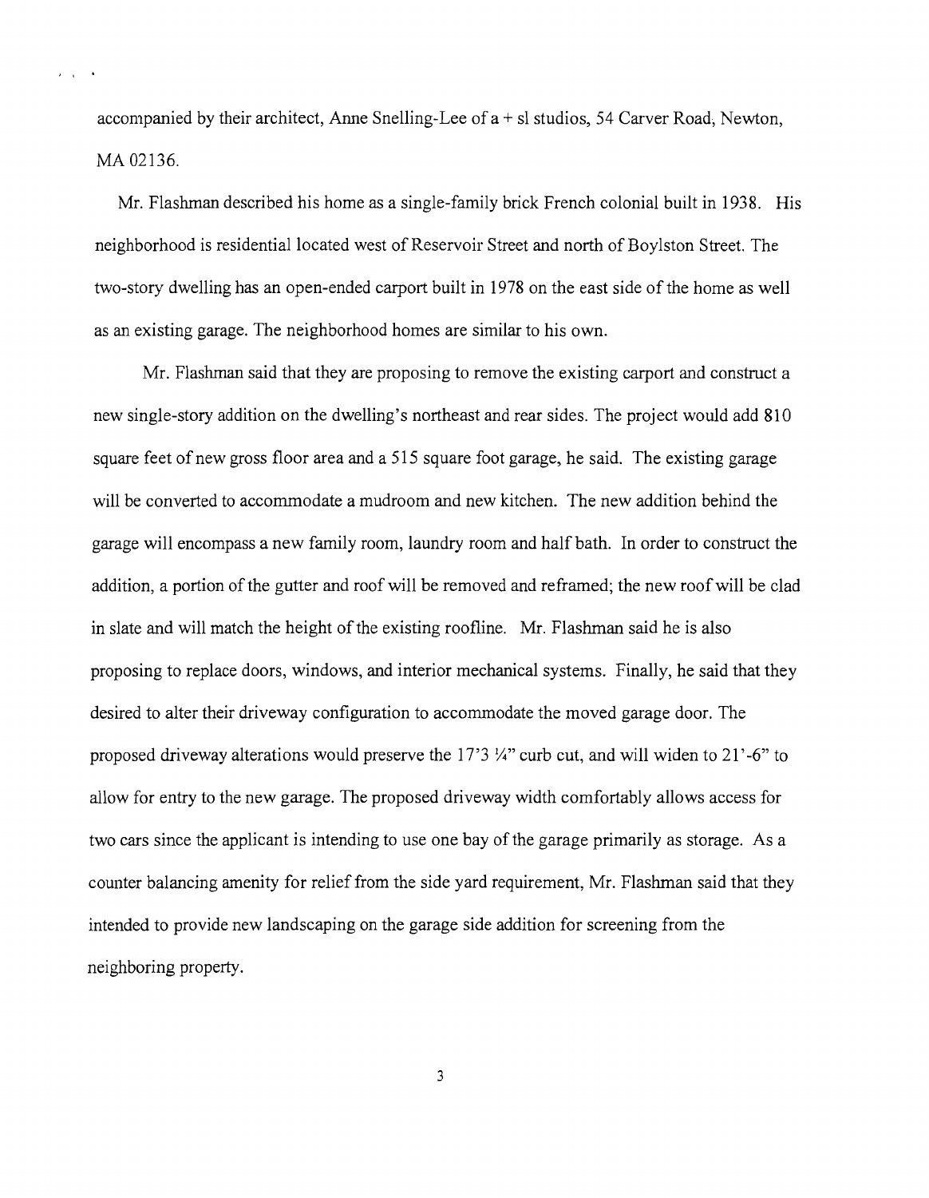accompanied by their architect, Anne Snelling-Lee of a + sl studios, 54 Carver Road, Newton, MA 02136.

Mr. Flashman described his home as a single-family brick French colonial built in 1938. His neighborhood is residential located west of Reservoir Street and north of Boylston Street. The two-story dwelling has an open-ended carport built in 1978 on the east side of the home as well as an existing garage. The neighborhood homes are similar to his own.

Mr. Flashman said that they are proposing to remove the existing carport and construct a new single-story addition on the dwelling's northeast and rear sides. The project would add 810 square feet of new gross floor area and a 515 square foot garage, he said. The existing garage will be converted to accommodate a mudroom and new kitchen. The new addition behind the garage will encompass a new family room, laundry room and half bath. In order to construct the addition, a portion of the gutter and roof will be removed and reframed; the new roof will be clad in slate and will match the height of the existing roofline. Mr. Flashman said he is also proposing to replace doors, windows, and interior mechanical systems. Finally, he said that they desired to alter their driveway configuration to accommodate the moved garage door. The proposed driveway alterations would preserve the 17'3 ¼" curb cut, and will widen to 21'-6" to allow for entry to the new garage. The proposed driveway width comfortably allows access for two cars since the applicant is intending to use one bay of the garage primarily as storage. As a counter balancing amenity for relief from the side yard requirement, Mr. Flashman said that they intended to provide new landscaping on the garage side addition for screening from the neighboring property.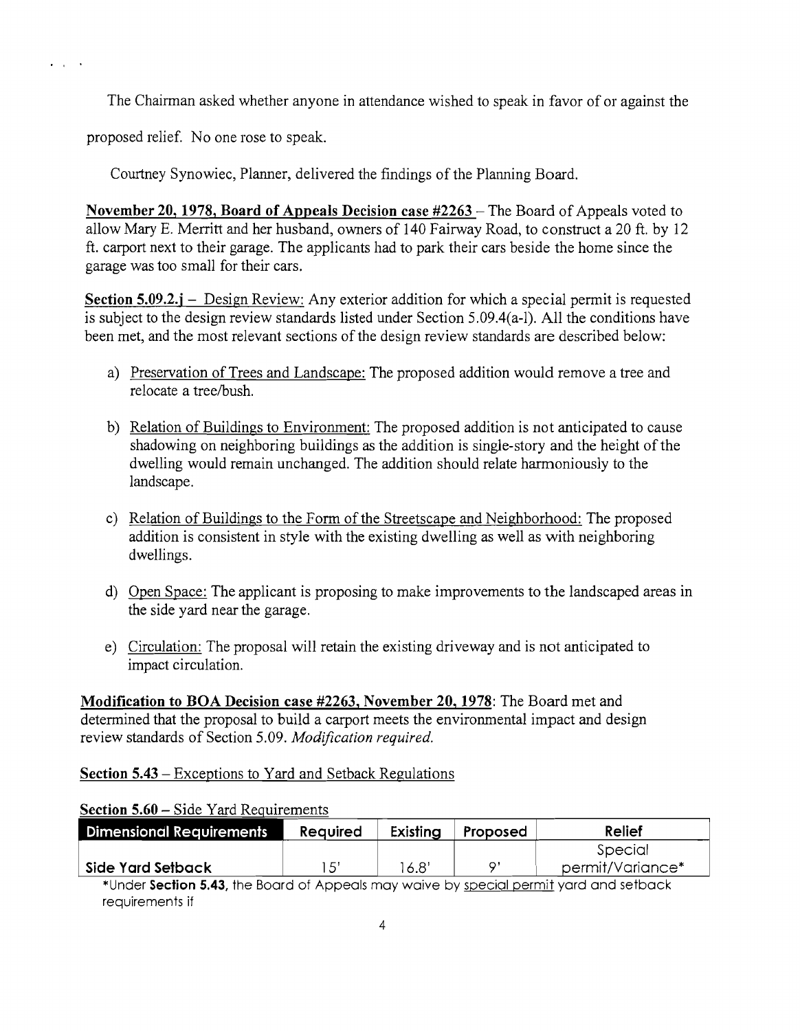The Chairman asked whether anyone in attendance wished to speak in favor of or against the proposed relief. No one rose to speak.

Courtney Synowiec, Planner, delivered the findings of the Planning Board.

**November 20, 1978, Board of Appeals Decision case #2263** – The Board of Appeals voted to allow Mary E. Merritt and her husband, owners of 140 Fairway Road, to construct a 20 ft. by 12 ft. carport next to their garage. The applicants had to park their cars beside the home since the garage was too small for their cars.

**Section 5.09.2.j** – Design Review: Any exterior addition for which a special permit is requested is subject to the design review standards listed under Section 5.09.4(a-l). All the conditions have been met, and the most relevant sections of the design review standards are described below:

a) Preservation of Trees and Landscape: The proposed addition would remove a tree and relocate a tree/bush.

b) Relation of Buildings to Environment: The proposed addition is not anticipated to cause shadowing on neighboring buildings as the addition is single-story and the height of the dwelling would remain unchanged. The addition should relate harmoniously to the landscape.

c) Relation of Buildings to the Form of the Streetscape and Neighborhood: The proposed addition is consistent in style with the existing dwelling as well as with neighboring dwellings.

d) Open Space: The applicant is proposing to make improvements to the landscaped areas in the side yard near the garage.

e) Circulation: The proposal will retain the existing driveway and is not anticipated to impact circulation.

**Modification to BOA Decision case #2263, November 20, 1978**: The Board met and determined that the proposal to build a carport meets the environmental impact and design review standards of Section 5.09. *Modification required.*

**Section 5.43** – Exceptions to Yard and Setback Regulations

**Section 5.60** – Side Yard Requirements

| Dimensional Requirements | Required | Existing | Proposed | Relief |
|---|---|---|---|---|
| Side Yard Setback | 15' | 16.8' | 9' | Special permit/Variance* |

*Under **Section 5.43**, the Board of Appeals may waive by special permit yard and setback requirements if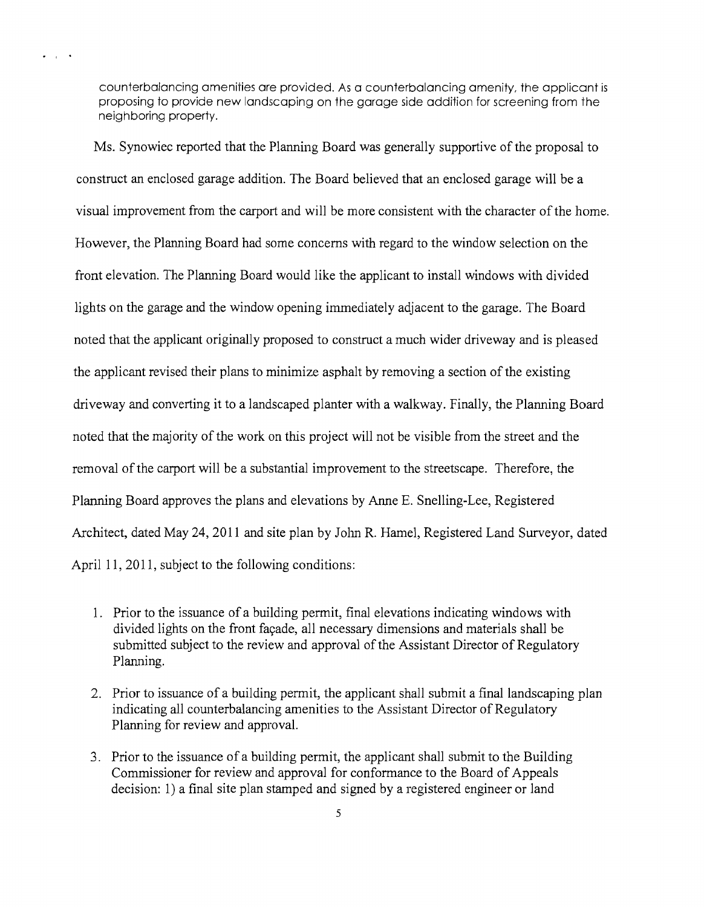counterbalancing amenities are provided. As a counterbalancing amenity, the applicant is proposing to provide new landscaping on the garage side addition for screening from the neighboring property.

Ms. Synowiec reported that the Planning Board was generally supportive of the proposal to construct an enclosed garage addition. The Board believed that an enclosed garage will be a visual improvement from the carport and will be more consistent with the character of the home. However, the Planning Board had some concerns with regard to the window selection on the front elevation. The Planning Board would like the applicant to install windows with divided lights on the garage and the window opening immediately adjacent to the garage. The Board noted that the applicant originally proposed to construct a much wider driveway and is pleased the applicant revised their plans to minimize asphalt by removing a section of the existing driveway and converting it to a landscaped planter with a walkway. Finally, the Planning Board noted that the majority of the work on this project will not be visible from the street and the removal of the carport will be a substantial improvement to the streetscape. Therefore, the Planning Board approves the plans and elevations by Anne E. Snelling-Lee, Registered Architect, dated May 24, 2011 and site plan by John R. Hamel, Registered Land Surveyor, dated April 11, 2011, subject to the following conditions:

1. Prior to the issuance of a building permit, final elevations indicating windows with divided lights on the front façade, all necessary dimensions and materials shall be submitted subject to the review and approval of the Assistant Director of Regulatory Planning.

2. Prior to issuance of a building permit, the applicant shall submit a final landscaping plan indicating all counterbalancing amenities to the Assistant Director of Regulatory Planning for review and approval.

3. Prior to the issuance of a building permit, the applicant shall submit to the Building Commissioner for review and approval for conformance to the Board of Appeals decision: 1) a final site plan stamped and signed by a registered engineer or land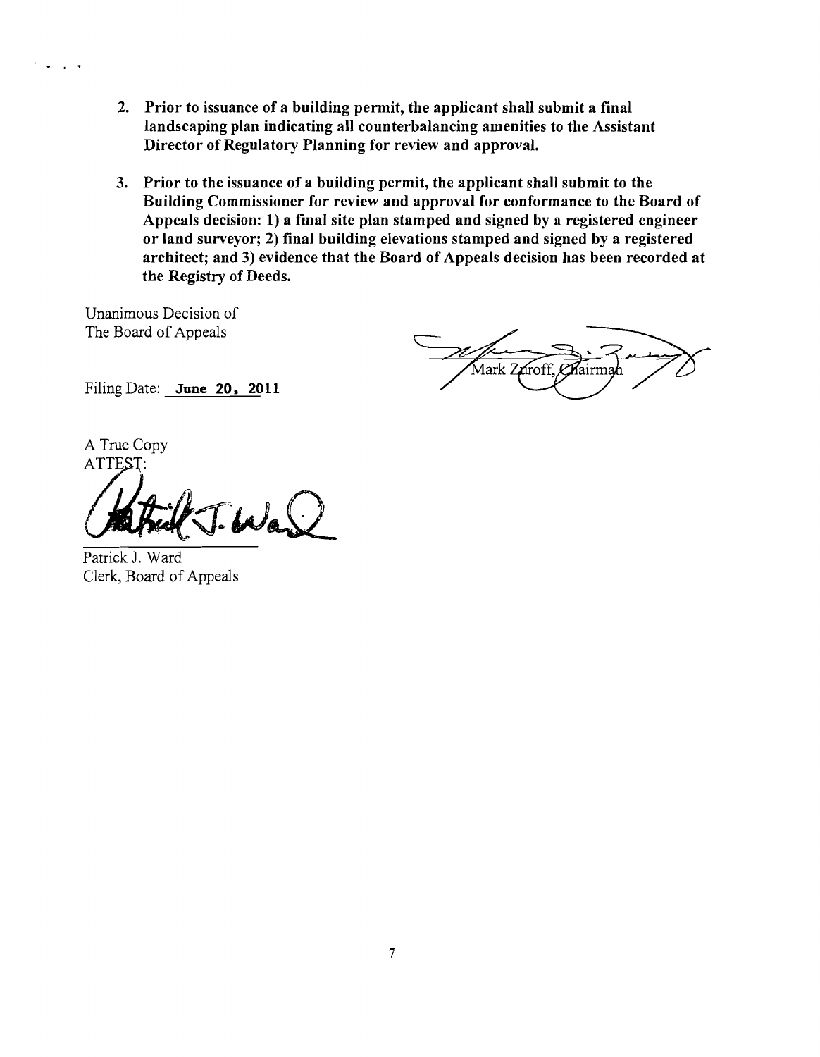2. **Prior to issuance of a building permit, the applicant shall submit a final landscaping plan indicating all counterbalancing amenities to the Assistant Director of Regulatory Planning for review and approval.**

3. **Prior to the issuance of a building permit, the applicant shall submit to the Building Commissioner for review and approval for conformance to the Board of Appeals decision: 1) a final site plan stamped and signed by a registered engineer or land surveyor; 2) final building elevations stamped and signed by a registered architect; and 3) evidence that the Board of Appeals decision has been recorded at the Registry of Deeds.**

Unanimous Decision of
The Board of Appeals

Mark Zuroff, Chairman

Filing Date: **June 20, 2011**

A True Copy
ATTEST:

Patrick J. Ward
Clerk, Board of Appeals